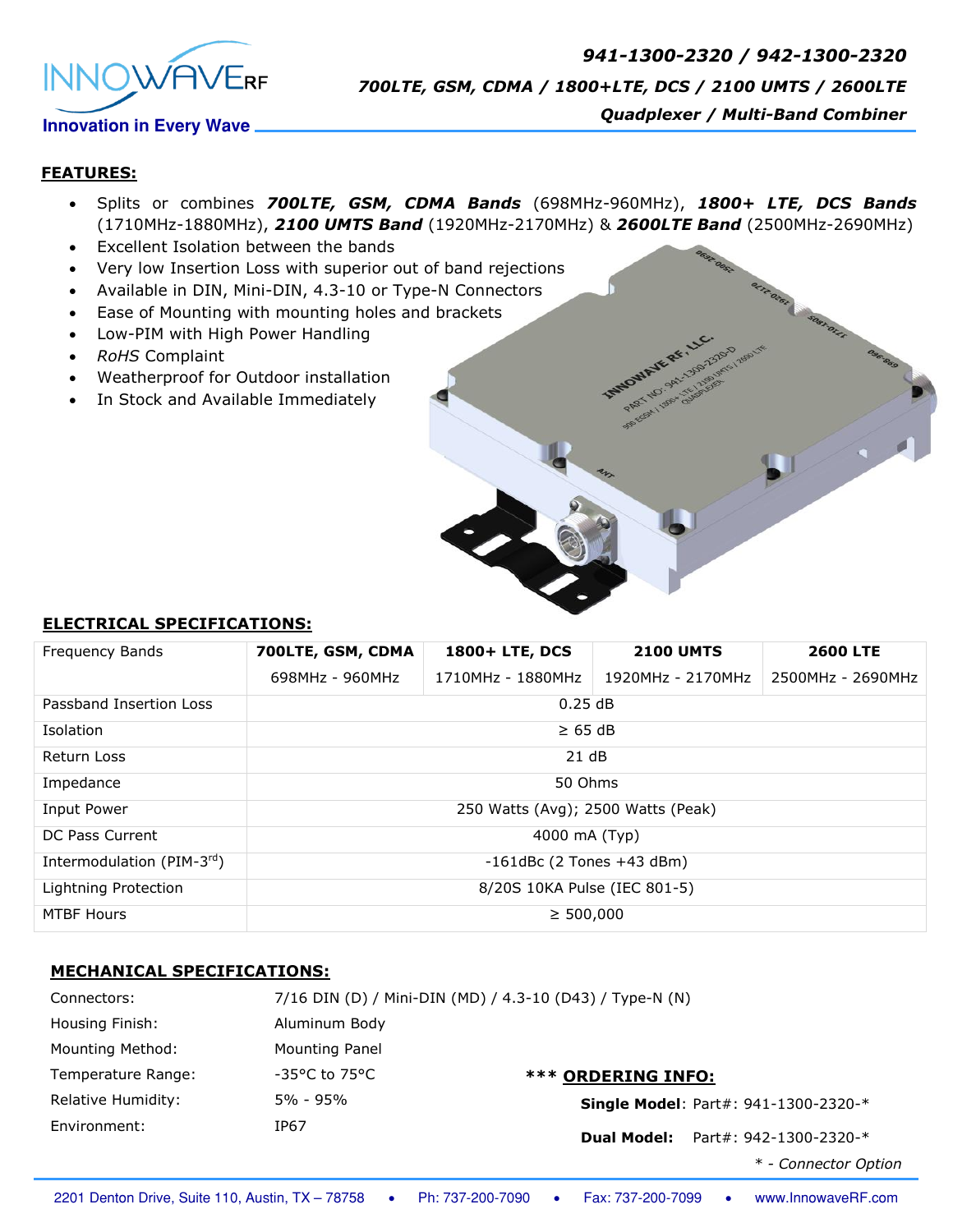# 941-1300-2320 / 942-1300-2320

## *700LTE, GSM, CDMA / 1800+LTE, DCS / 2100 UMTS / 2600LTE*

## *Quadplexer / Multi-Band Combiner*

INNOWAVERF

**Innovation in Every Wave**

### FEATURES:

- Splits or combines ***700LTE, GSM, CDMA Bands*** (698MHz-960MHz), ***1800+ LTE, DCS Bands*** (1710MHz-1880MHz), ***2100 UMTS Band*** (1920MHz-2170MHz) & ***2600LTE Band*** (2500MHz-2690MHz)
- Excellent Isolation between the bands
- Very low Insertion Loss with superior out of band rejections
- Available in DIN, Mini-DIN, 4.3-10 or Type-N Connectors
- Ease of Mounting with mounting holes and brackets
- Low-PIM with High Power Handling
- *RoHS* Complaint
- Weatherproof for Outdoor installation
- In Stock and Available Immediately

### ELECTRICAL SPECIFICATIONS:

| Frequency Bands | 700LTE, GSM, CDMA | 1800+ LTE, DCS | 2100 UMTS | 2600 LTE |
|---|---|---|---|---|
| | 698MHz - 960MHz | 1710MHz - 1880MHz | 1920MHz - 2170MHz | 2500MHz - 2690MHz |
| Passband Insertion Loss | 0.25 dB | | | |
| Isolation | ≥ 65 dB | | | |
| Return Loss | 21 dB | | | |
| Impedance | 50 Ohms | | | |
| Input Power | 250 Watts (Avg); 2500 Watts (Peak) | | | |
| DC Pass Current | 4000 mA (Typ) | | | |
| Intermodulation (PIM-3rd) | -161dBc (2 Tones +43 dBm) | | | |
| Lightning Protection | 8/20S 10KA Pulse (IEC 801-5) | | | |
| MTBF Hours | ≥ 500,000 | | | |

### MECHANICAL SPECIFICATIONS:

| | |
|---|---|
| Connectors: | 7/16 DIN (D) / Mini-DIN (MD) / 4.3-10 (D43) / Type-N (N) |
| Housing Finish: | Aluminum Body |
| Mounting Method: | Mounting Panel |
| Temperature Range: | -35°C to 75°C |
| Relative Humidity: | 5% - 95% |
| Environment: | IP67 |

### *** ORDERING INFO:

**Single Model**: Part#: 941-1300-2320-*

**Dual Model:** Part#: 942-1300-2320-*

*\* - Connector Option*

2201 Denton Drive, Suite 110, Austin, TX – 78758 • Ph: 737-200-7090 • Fax: 737-200-7099 • www.InnowaveRF.com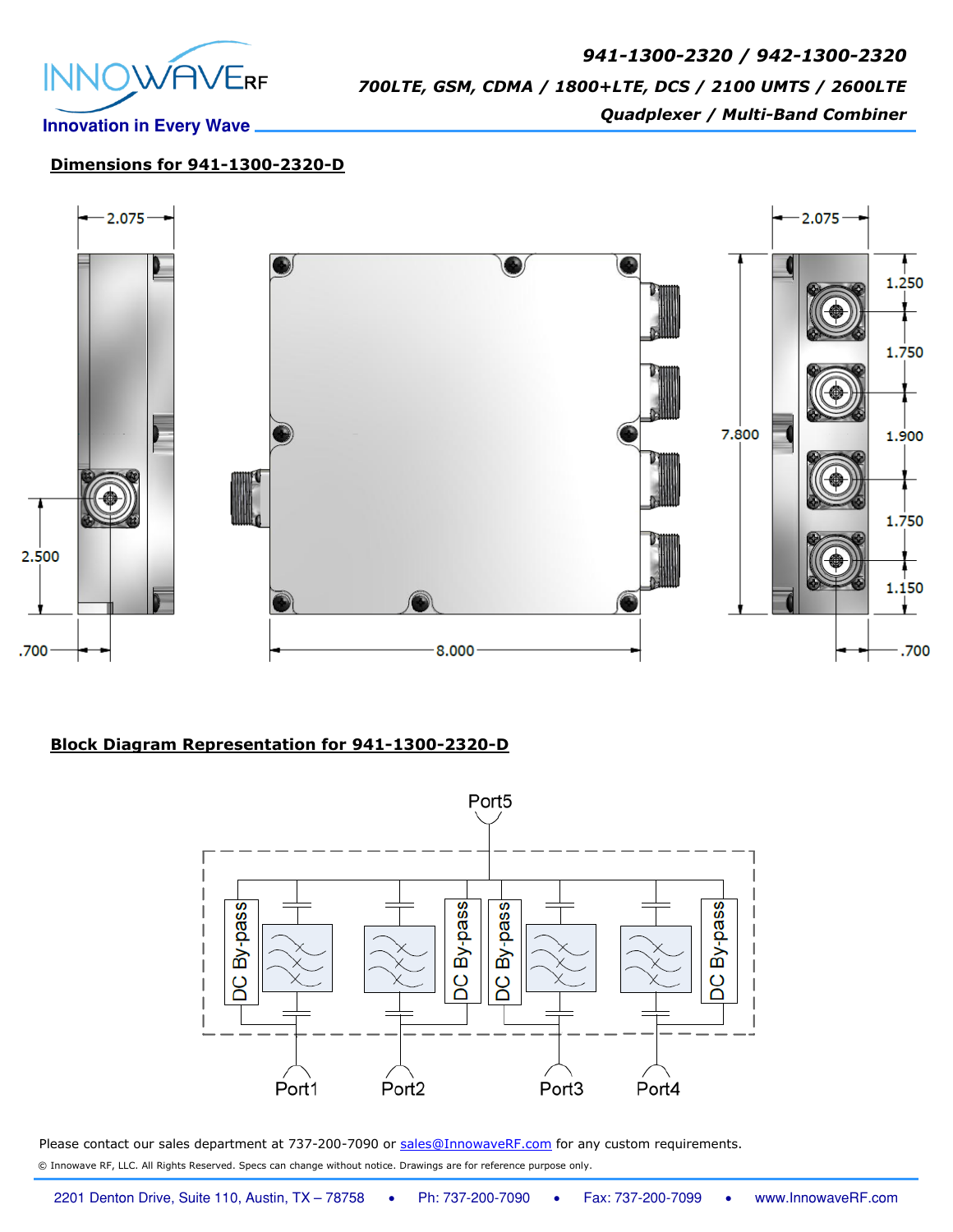## Dimensions for 941-1300-2320-D

2.075

2.500

.700

8.000

7.800

2.075

1.250

1.750

1.900

1.750

1.150

.700

## Block Diagram Representation for 941-1300-2320-D

Port5

DC By-pass

DC By-pass

DC By-pass

DC By-pass

Port1

Port2

Port3

Port4

Please contact our sales department at 737-200-7090 or sales@InnowaveRF.com for any custom requirements.

© Innowave RF, LLC. All Rights Reserved. Specs can change without notice. Drawings are for reference purpose only.